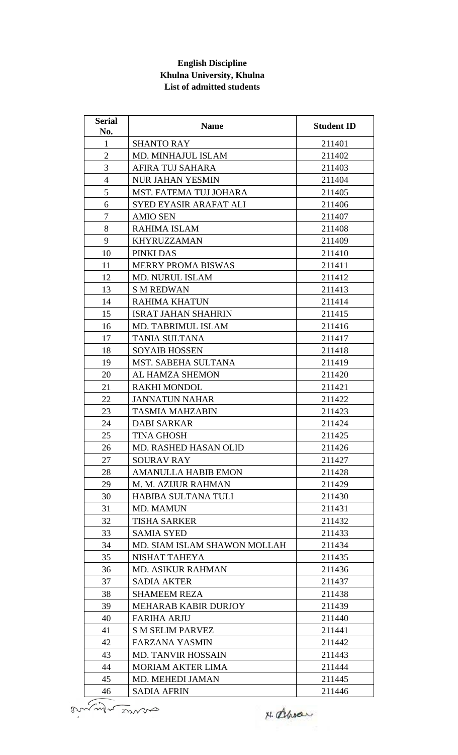**English Discipline**
**Khulna University, Khulna**
**List of admitted students**

| Serial No. | Name | Student ID |
|---|---|---|
| 1 | SHANTO RAY | 211401 |
| 2 | MD. MINHAJUL ISLAM | 211402 |
| 3 | AFIRA TUJ SAHARA | 211403 |
| 4 | NUR JAHAN YESMIN | 211404 |
| 5 | MST. FATEMA TUJ JOHARA | 211405 |
| 6 | SYED EYASIR ARAFAT ALI | 211406 |
| 7 | AMIO SEN | 211407 |
| 8 | RAHIMA ISLAM | 211408 |
| 9 | KHYRUZZAMAN | 211409 |
| 10 | PINKI DAS | 211410 |
| 11 | MERRY PROMA BISWAS | 211411 |
| 12 | MD. NURUL ISLAM | 211412 |
| 13 | S M REDWAN | 211413 |
| 14 | RAHIMA KHATUN | 211414 |
| 15 | ISRAT JAHAN SHAHRIN | 211415 |
| 16 | MD. TABRIMUL ISLAM | 211416 |
| 17 | TANIA SULTANA | 211417 |
| 18 | SOYAIB HOSSEN | 211418 |
| 19 | MST. SABEHA SULTANA | 211419 |
| 20 | AL HAMZA SHEMON | 211420 |
| 21 | RAKHI MONDOL | 211421 |
| 22 | JANNATUN NAHAR | 211422 |
| 23 | TASMIA MAHZABIN | 211423 |
| 24 | DABI SARKAR | 211424 |
| 25 | TINA GHOSH | 211425 |
| 26 | MD. RASHED HASAN OLID | 211426 |
| 27 | SOURAV RAY | 211427 |
| 28 | AMANULLA HABIB EMON | 211428 |
| 29 | M. M. AZIJUR RAHMAN | 211429 |
| 30 | HABIBA SULTANA TULI | 211430 |
| 31 | MD. MAMUN | 211431 |
| 32 | TISHA SARKER | 211432 |
| 33 | SAMIA SYED | 211433 |
| 34 | MD. SIAM ISLAM SHAWON MOLLAH | 211434 |
| 35 | NISHAT TAHEYA | 211435 |
| 36 | MD. ASIKUR RAHMAN | 211436 |
| 37 | SADIA AKTER | 211437 |
| 38 | SHAMEEM REZA | 211438 |
| 39 | MEHARAB KABIR DURJOY | 211439 |
| 40 | FARIHA ARJU | 211440 |
| 41 | S M SELIM PARVEZ | 211441 |
| 42 | FARZANA YASMIN | 211442 |
| 43 | MD. TANVIR HOSSAIN | 211443 |
| 44 | MORIAM AKTER LIMA | 211444 |
| 45 | MD. MEHEDI JAMAN | 211445 |
| 46 | SADIA AFRIN | 211446 |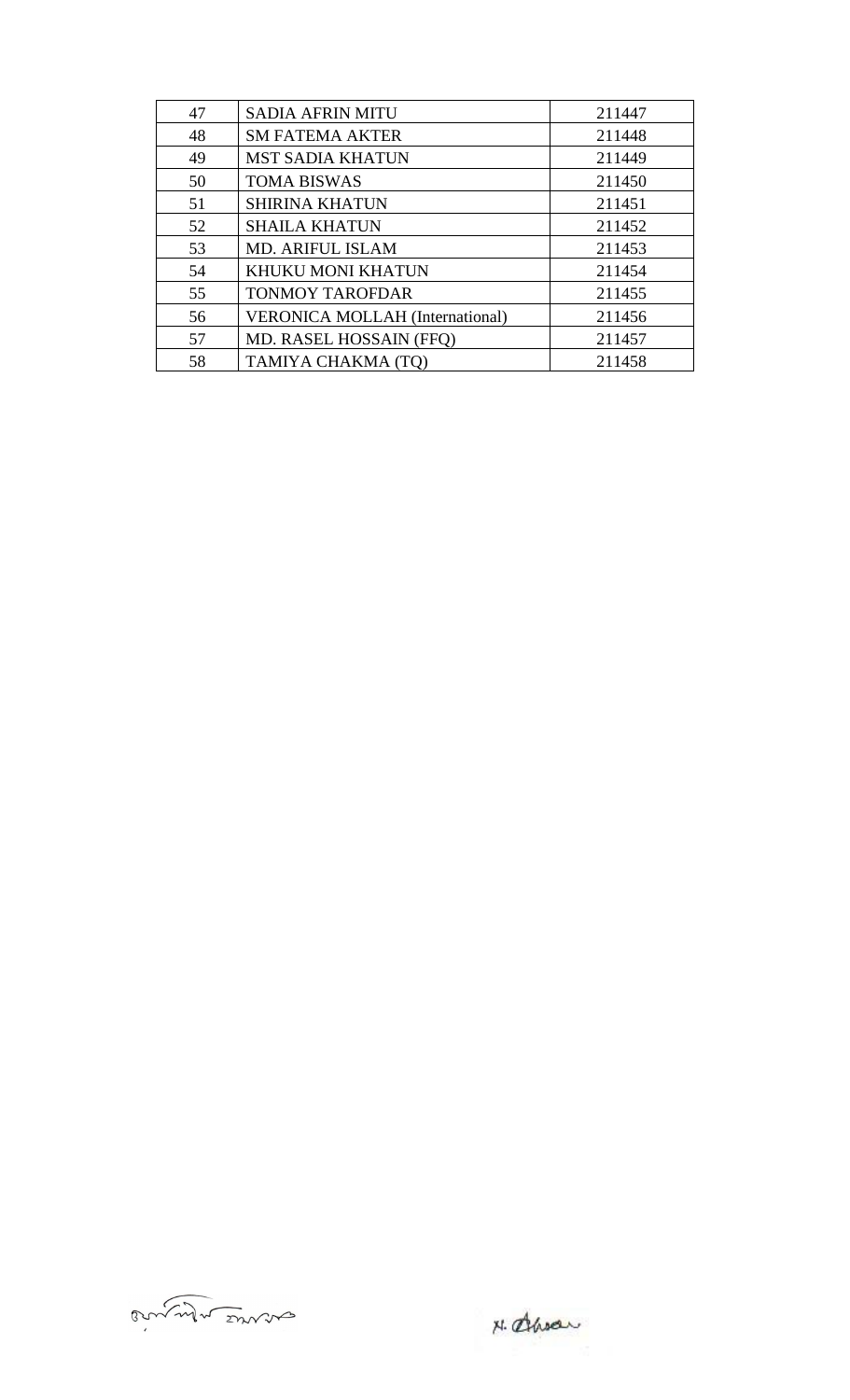| 47 | SADIA AFRIN MITU | 211447 |
|---|---|---|
| 48 | SM FATEMA AKTER | 211448 |
| 49 | MST SADIA KHATUN | 211449 |
| 50 | TOMA BISWAS | 211450 |
| 51 | SHIRINA KHATUN | 211451 |
| 52 | SHAILA KHATUN | 211452 |
| 53 | MD. ARIFUL ISLAM | 211453 |
| 54 | KHUKU MONI KHATUN | 211454 |
| 55 | TONMOY TAROFDAR | 211455 |
| 56 | VERONICA MOLLAH (International) | 211456 |
| 57 | MD. RASEL HOSSAIN (FFQ) | 211457 |
| 58 | TAMIYA CHAKMA (TQ) | 211458 |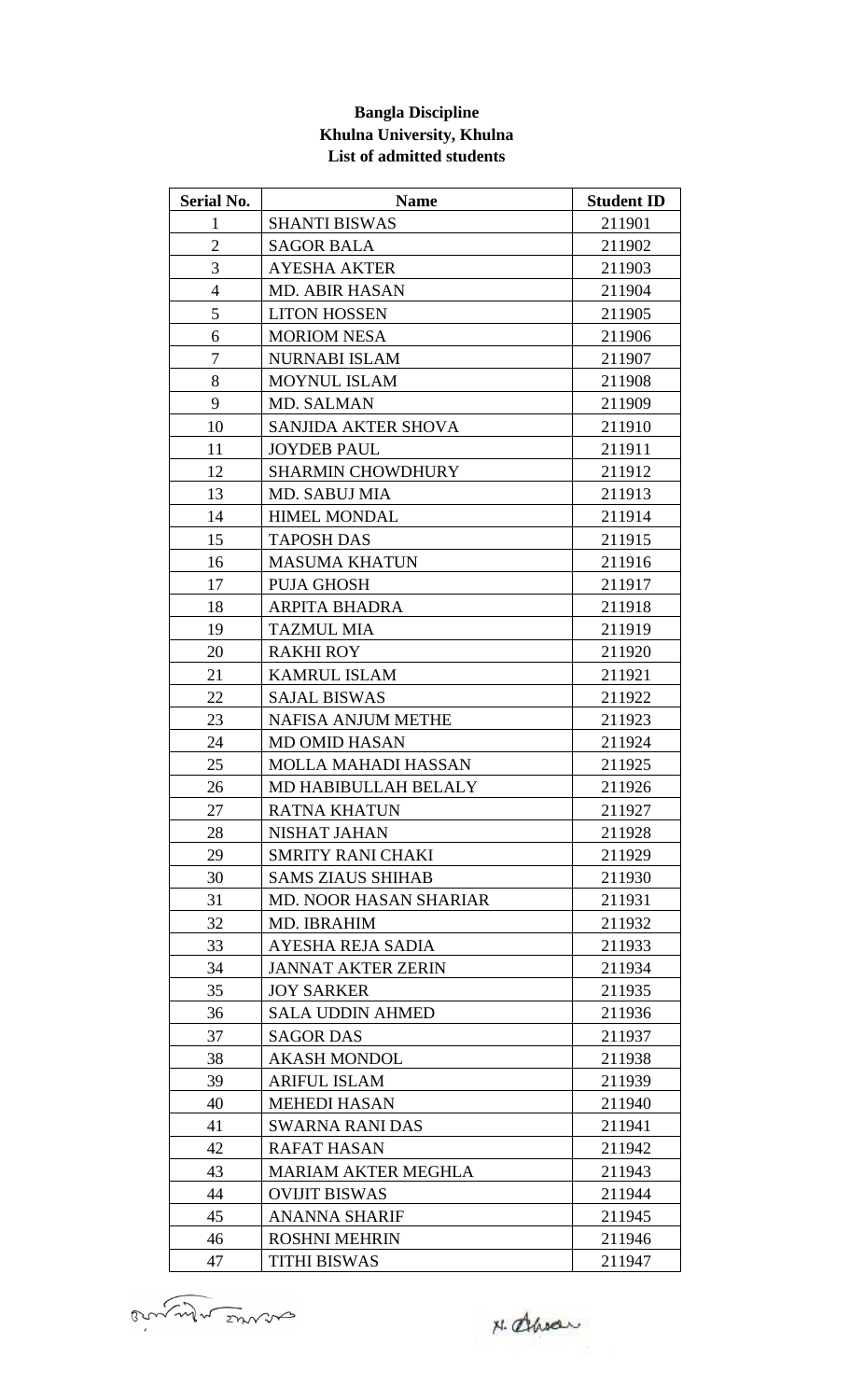**Bangla Discipline**
**Khulna University, Khulna**
**List of admitted students**

| Serial No. | Name | Student ID |
|---|---|---|
| 1 | SHANTI BISWAS | 211901 |
| 2 | SAGOR BALA | 211902 |
| 3 | AYESHA AKTER | 211903 |
| 4 | MD. ABIR HASAN | 211904 |
| 5 | LITON HOSSEN | 211905 |
| 6 | MORIOM NESA | 211906 |
| 7 | NURNABI ISLAM | 211907 |
| 8 | MOYNUL ISLAM | 211908 |
| 9 | MD. SALMAN | 211909 |
| 10 | SANJIDA AKTER SHOVA | 211910 |
| 11 | JOYDEB PAUL | 211911 |
| 12 | SHARMIN CHOWDHURY | 211912 |
| 13 | MD. SABUJ MIA | 211913 |
| 14 | HIMEL MONDAL | 211914 |
| 15 | TAPOSH DAS | 211915 |
| 16 | MASUMA KHATUN | 211916 |
| 17 | PUJA GHOSH | 211917 |
| 18 | ARPITA BHADRA | 211918 |
| 19 | TAZMUL MIA | 211919 |
| 20 | RAKHI ROY | 211920 |
| 21 | KAMRUL ISLAM | 211921 |
| 22 | SAJAL BISWAS | 211922 |
| 23 | NAFISA ANJUM METHE | 211923 |
| 24 | MD OMID HASAN | 211924 |
| 25 | MOLLA MAHADI HASSAN | 211925 |
| 26 | MD HABIBULLAH BELALY | 211926 |
| 27 | RATNA KHATUN | 211927 |
| 28 | NISHAT JAHAN | 211928 |
| 29 | SMRITY RANI CHAKI | 211929 |
| 30 | SAMS ZIAUS SHIHAB | 211930 |
| 31 | MD. NOOR HASAN SHARIAR | 211931 |
| 32 | MD. IBRAHIM | 211932 |
| 33 | AYESHA REJA SADIA | 211933 |
| 34 | JANNAT AKTER ZERIN | 211934 |
| 35 | JOY SARKER | 211935 |
| 36 | SALA UDDIN AHMED | 211936 |
| 37 | SAGOR DAS | 211937 |
| 38 | AKASH MONDOL | 211938 |
| 39 | ARIFUL ISLAM | 211939 |
| 40 | MEHEDI HASAN | 211940 |
| 41 | SWARNA RANI DAS | 211941 |
| 42 | RAFAT HASAN | 211942 |
| 43 | MARIAM AKTER MEGHLA | 211943 |
| 44 | OVIJIT BISWAS | 211944 |
| 45 | ANANNA SHARIF | 211945 |
| 46 | ROSHNI MEHRIN | 211946 |
| 47 | TITHI BISWAS | 211947 |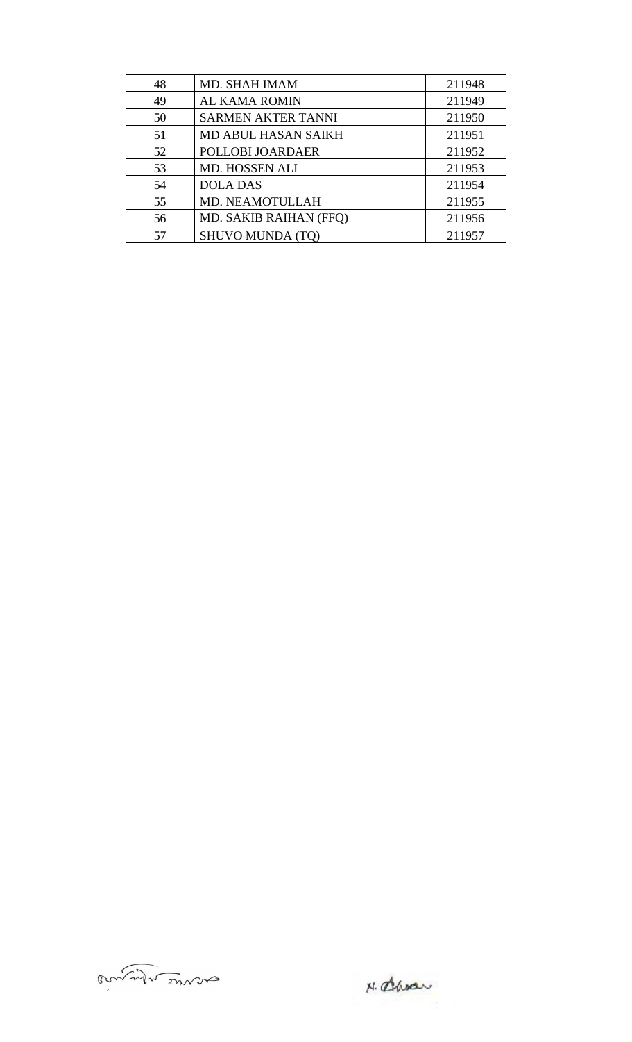| | | |
|---|---|---|
| 48 | MD. SHAH IMAM | 211948 |
| 49 | AL KAMA ROMIN | 211949 |
| 50 | SARMEN AKTER TANNI | 211950 |
| 51 | MD ABUL HASAN SAIKH | 211951 |
| 52 | POLLOBI JOARDAER | 211952 |
| 53 | MD. HOSSEN ALI | 211953 |
| 54 | DOLA DAS | 211954 |
| 55 | MD. NEAMOTULLAH | 211955 |
| 56 | MD. SAKIB RAIHAN (FFQ) | 211956 |
| 57 | SHUVO MUNDA (TQ) | 211957 |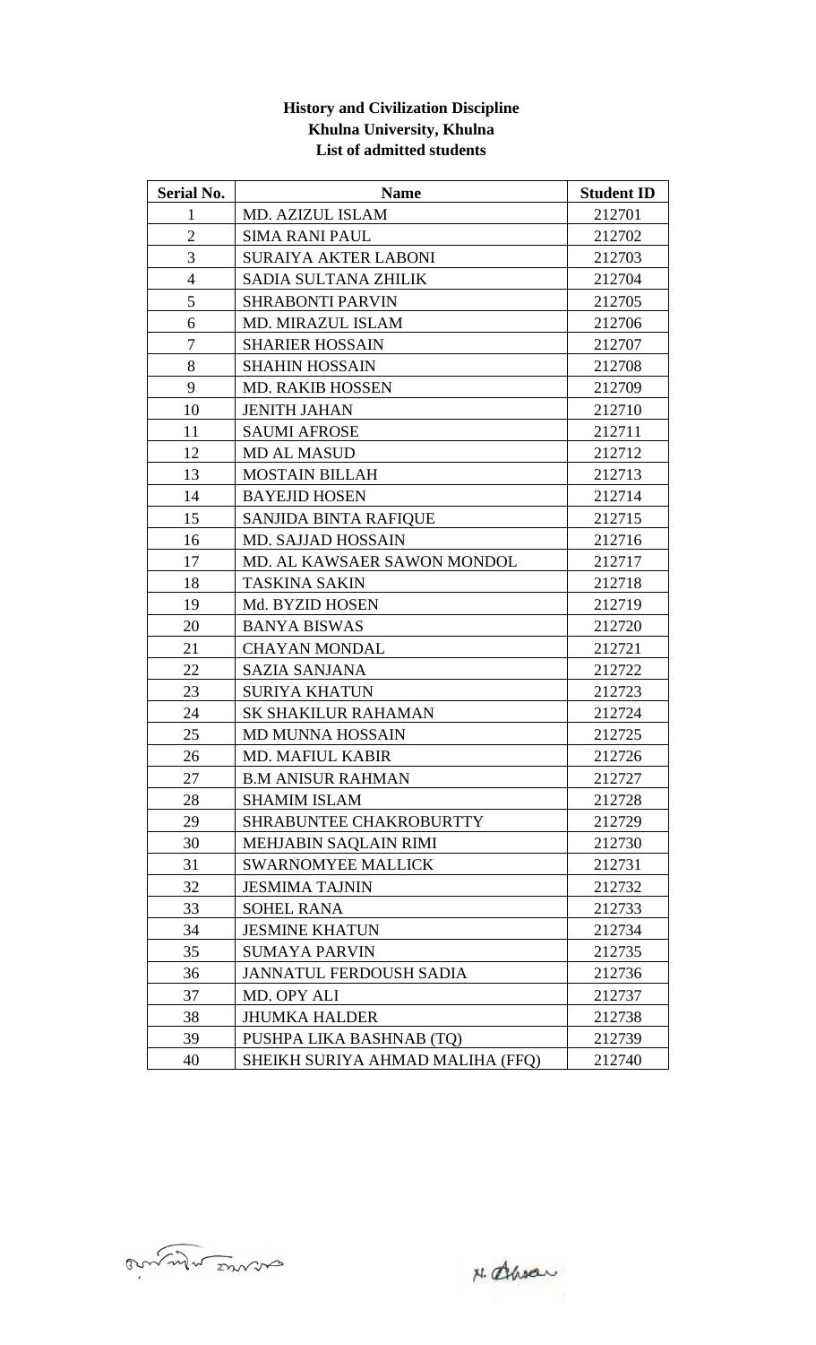**History and Civilization Discipline**
**Khulna University, Khulna**
**List of admitted students**

| Serial No. | Name | Student ID |
|---|---|---|
| 1 | MD. AZIZUL ISLAM | 212701 |
| 2 | SIMA RANI PAUL | 212702 |
| 3 | SURAIYA AKTER LABONI | 212703 |
| 4 | SADIA SULTANA ZHILIK | 212704 |
| 5 | SHRABONTI PARVIN | 212705 |
| 6 | MD. MIRAZUL ISLAM | 212706 |
| 7 | SHARIER HOSSAIN | 212707 |
| 8 | SHAHIN HOSSAIN | 212708 |
| 9 | MD. RAKIB HOSSEN | 212709 |
| 10 | JENITH JAHAN | 212710 |
| 11 | SAUMI AFROSE | 212711 |
| 12 | MD AL MASUD | 212712 |
| 13 | MOSTAIN BILLAH | 212713 |
| 14 | BAYEJID HOSEN | 212714 |
| 15 | SANJIDA BINTA RAFIQUE | 212715 |
| 16 | MD. SAJJAD HOSSAIN | 212716 |
| 17 | MD. AL KAWSAER SAWON MONDOL | 212717 |
| 18 | TASKINA SAKIN | 212718 |
| 19 | Md. BYZID HOSEN | 212719 |
| 20 | BANYA BISWAS | 212720 |
| 21 | CHAYAN MONDAL | 212721 |
| 22 | SAZIA SANJANA | 212722 |
| 23 | SURIYA KHATUN | 212723 |
| 24 | SK SHAKILUR RAHAMAN | 212724 |
| 25 | MD MUNNA HOSSAIN | 212725 |
| 26 | MD. MAFIUL KABIR | 212726 |
| 27 | B.M ANISUR RAHMAN | 212727 |
| 28 | SHAMIM ISLAM | 212728 |
| 29 | SHRABUNTEE CHAKROBURTTY | 212729 |
| 30 | MEHJABIN SAQLAIN RIMI | 212730 |
| 31 | SWARNOMYEE MALLICK | 212731 |
| 32 | JESMIMA TAJNIN | 212732 |
| 33 | SOHEL RANA | 212733 |
| 34 | JESMINE KHATUN | 212734 |
| 35 | SUMAYA PARVIN | 212735 |
| 36 | JANNATUL FERDOUSH SADIA | 212736 |
| 37 | MD. OPY ALI | 212737 |
| 38 | JHUMKA HALDER | 212738 |
| 39 | PUSHPA LIKA BASHNAB (TQ) | 212739 |
| 40 | SHEIKH SURIYA AHMAD MALIHA (FFQ) | 212740 |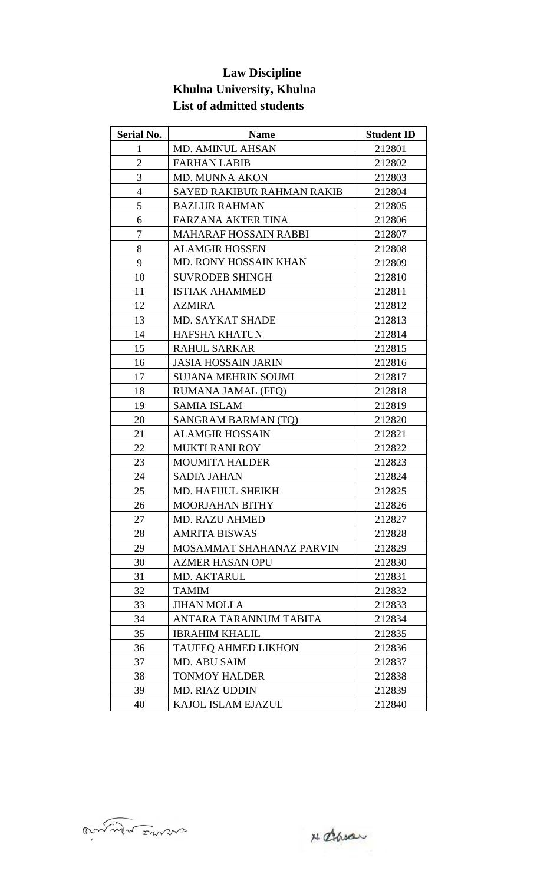**Law Discipline**
**Khulna University, Khulna**
**List of admitted students**

| Serial No. | Name | Student ID |
|---|---|---|
| 1 | MD. AMINUL AHSAN | 212801 |
| 2 | FARHAN LABIB | 212802 |
| 3 | MD. MUNNA AKON | 212803 |
| 4 | SAYED RAKIBUR RAHMAN RAKIB | 212804 |
| 5 | BAZLUR RAHMAN | 212805 |
| 6 | FARZANA AKTER TINA | 212806 |
| 7 | MAHARAF HOSSAIN RABBI | 212807 |
| 8 | ALAMGIR HOSSEN | 212808 |
| 9 | MD. RONY HOSSAIN KHAN | 212809 |
| 10 | SUVRODEB SHINGH | 212810 |
| 11 | ISTIAK AHAMMED | 212811 |
| 12 | AZMIRA | 212812 |
| 13 | MD. SAYKAT SHADE | 212813 |
| 14 | HAFSHA KHATUN | 212814 |
| 15 | RAHUL SARKAR | 212815 |
| 16 | JASIA HOSSAIN JARIN | 212816 |
| 17 | SUJANA MEHRIN SOUMI | 212817 |
| 18 | RUMANA JAMAL (FFQ) | 212818 |
| 19 | SAMIA ISLAM | 212819 |
| 20 | SANGRAM BARMAN (TQ) | 212820 |
| 21 | ALAMGIR HOSSAIN | 212821 |
| 22 | MUKTI RANI ROY | 212822 |
| 23 | MOUMITA HALDER | 212823 |
| 24 | SADIA JAHAN | 212824 |
| 25 | MD. HAFIJUL SHEIKH | 212825 |
| 26 | MOORJAHAN BITHY | 212826 |
| 27 | MD. RAZU AHMED | 212827 |
| 28 | AMRITA BISWAS | 212828 |
| 29 | MOSAMMAT SHAHANAZ PARVIN | 212829 |
| 30 | AZMER HASAN OPU | 212830 |
| 31 | MD. AKTARUL | 212831 |
| 32 | TAMIM | 212832 |
| 33 | JIHAN MOLLA | 212833 |
| 34 | ANTARA TARANNUM TABITA | 212834 |
| 35 | IBRAHIM KHALIL | 212835 |
| 36 | TAUFEQ AHMED LIKHON | 212836 |
| 37 | MD. ABU SAIM | 212837 |
| 38 | TONMOY HALDER | 212838 |
| 39 | MD. RIAZ UDDIN | 212839 |
| 40 | KAJOL ISLAM EJAZUL | 212840 |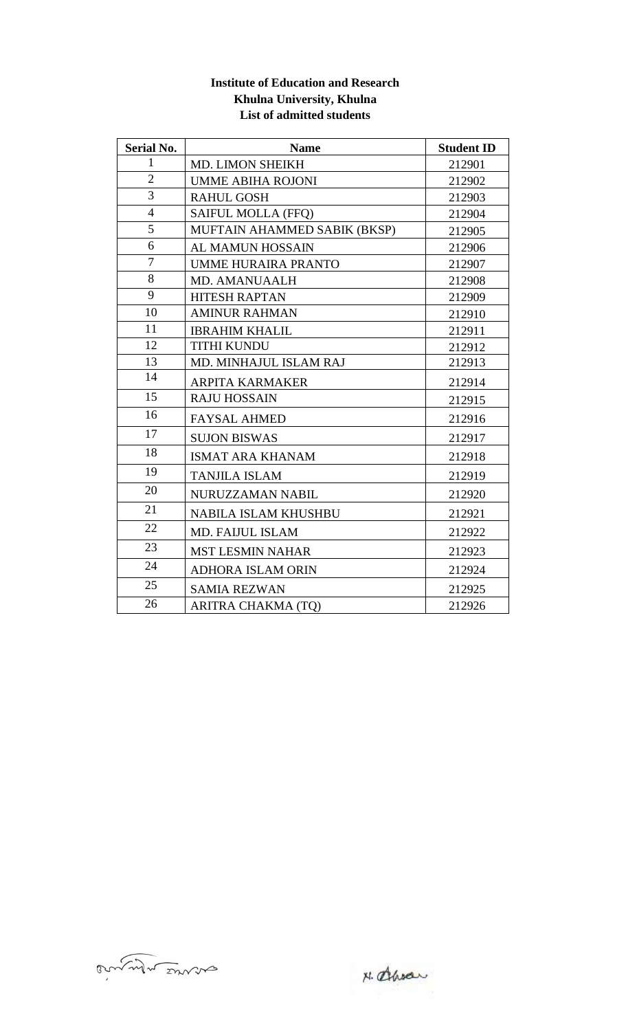**Institute of Education and Research**
**Khulna University, Khulna**
**List of admitted students**

| Serial No. | Name | Student ID |
|---|---|---|
| 1 | MD. LIMON SHEIKH | 212901 |
| 2 | UMME ABIHA ROJONI | 212902 |
| 3 | RAHUL GOSH | 212903 |
| 4 | SAIFUL MOLLA (FFQ) | 212904 |
| 5 | MUFTAIN AHAMMED SABIK (BKSP) | 212905 |
| 6 | AL MAMUN HOSSAIN | 212906 |
| 7 | UMME HURAIRA PRANTO | 212907 |
| 8 | MD. AMANUAALH | 212908 |
| 9 | HITESH RAPTAN | 212909 |
| 10 | AMINUR RAHMAN | 212910 |
| 11 | IBRAHIM KHALIL | 212911 |
| 12 | TITHI KUNDU | 212912 |
| 13 | MD. MINHAJUL ISLAM RAJ | 212913 |
| 14 | ARPITA KARMAKER | 212914 |
| 15 | RAJU HOSSAIN | 212915 |
| 16 | FAYSAL AHMED | 212916 |
| 17 | SUJON BISWAS | 212917 |
| 18 | ISMAT ARA KHANAM | 212918 |
| 19 | TANJILA ISLAM | 212919 |
| 20 | NURUZZAMAN NABIL | 212920 |
| 21 | NABILA ISLAM KHUSHBU | 212921 |
| 22 | MD. FAIJUL ISLAM | 212922 |
| 23 | MST LESMIN NAHAR | 212923 |
| 24 | ADHORA ISLAM ORIN | 212924 |
| 25 | SAMIA REZWAN | 212925 |
| 26 | ARITRA CHAKMA (TQ) | 212926 |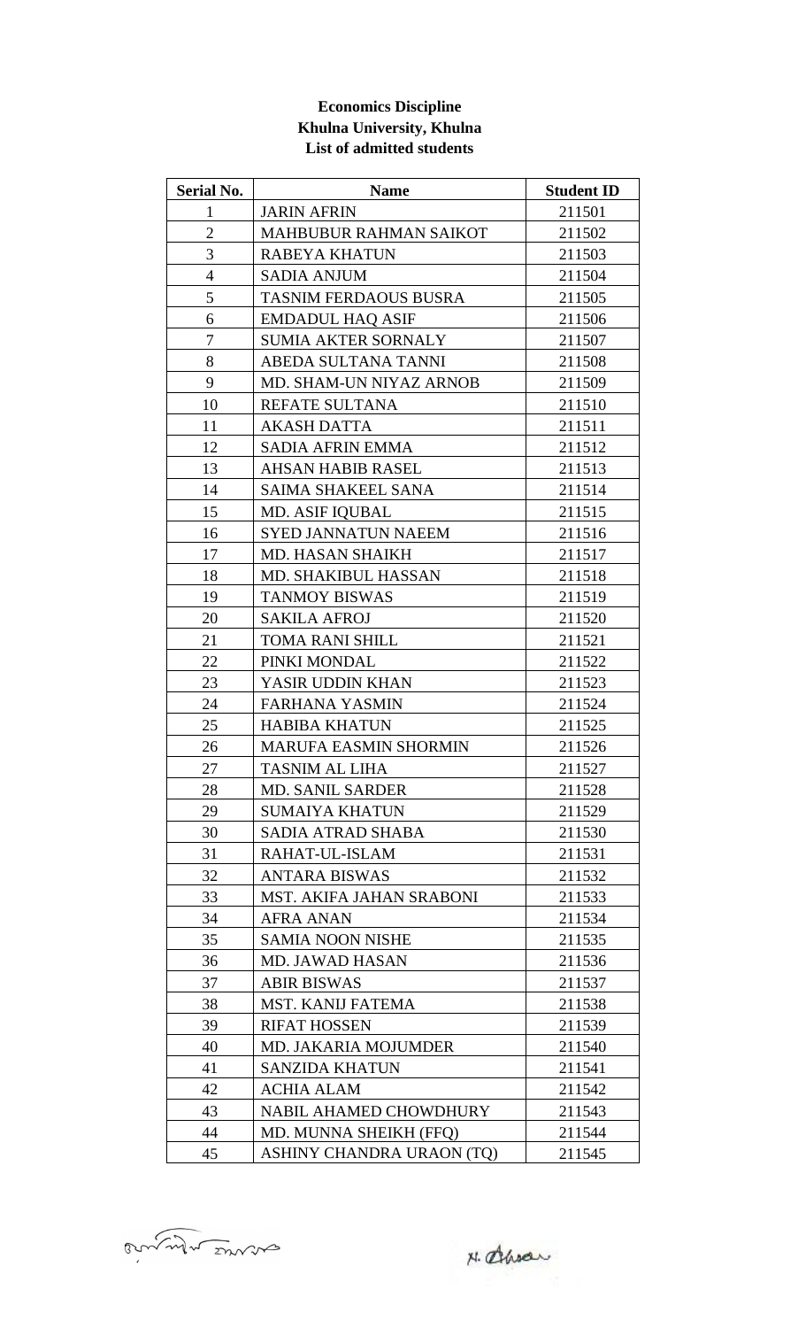**Economics Discipline**
**Khulna University, Khulna**
**List of admitted students**

| Serial No. | Name | Student ID |
|---|---|---|
| 1 | JARIN AFRIN | 211501 |
| 2 | MAHBUBUR RAHMAN SAIKOT | 211502 |
| 3 | RABEYA KHATUN | 211503 |
| 4 | SADIA ANJUM | 211504 |
| 5 | TASNIM FERDAOUS BUSRA | 211505 |
| 6 | EMDADUL HAQ ASIF | 211506 |
| 7 | SUMIA AKTER SORNALY | 211507 |
| 8 | ABEDA SULTANA TANNI | 211508 |
| 9 | MD. SHAM-UN NIYAZ ARNOB | 211509 |
| 10 | REFATE SULTANA | 211510 |
| 11 | AKASH DATTA | 211511 |
| 12 | SADIA AFRIN EMMA | 211512 |
| 13 | AHSAN HABIB RASEL | 211513 |
| 14 | SAIMA SHAKEEL SANA | 211514 |
| 15 | MD. ASIF IQUBAL | 211515 |
| 16 | SYED JANNATUN NAEEM | 211516 |
| 17 | MD. HASAN SHAIKH | 211517 |
| 18 | MD. SHAKIBUL HASSAN | 211518 |
| 19 | TANMOY BISWAS | 211519 |
| 20 | SAKILA AFROJ | 211520 |
| 21 | TOMA RANI SHILL | 211521 |
| 22 | PINKI MONDAL | 211522 |
| 23 | YASIR UDDIN KHAN | 211523 |
| 24 | FARHANA YASMIN | 211524 |
| 25 | HABIBA KHATUN | 211525 |
| 26 | MARUFA EASMIN SHORMIN | 211526 |
| 27 | TASNIM AL LIHA | 211527 |
| 28 | MD. SANIL SARDER | 211528 |
| 29 | SUMAIYA KHATUN | 211529 |
| 30 | SADIA ATRAD SHABA | 211530 |
| 31 | RAHAT-UL-ISLAM | 211531 |
| 32 | ANTARA BISWAS | 211532 |
| 33 | MST. AKIFA JAHAN SRABONI | 211533 |
| 34 | AFRA ANAN | 211534 |
| 35 | SAMIA NOON NISHE | 211535 |
| 36 | MD. JAWAD HASAN | 211536 |
| 37 | ABIR BISWAS | 211537 |
| 38 | MST. KANIJ FATEMA | 211538 |
| 39 | RIFAT HOSSEN | 211539 |
| 40 | MD. JAKARIA MOJUMDER | 211540 |
| 41 | SANZIDA KHATUN | 211541 |
| 42 | ACHIA ALAM | 211542 |
| 43 | NABIL AHAMED CHOWDHURY | 211543 |
| 44 | MD. MUNNA SHEIKH (FFQ) | 211544 |
| 45 | ASHINY CHANDRA URAON (TQ) | 211545 |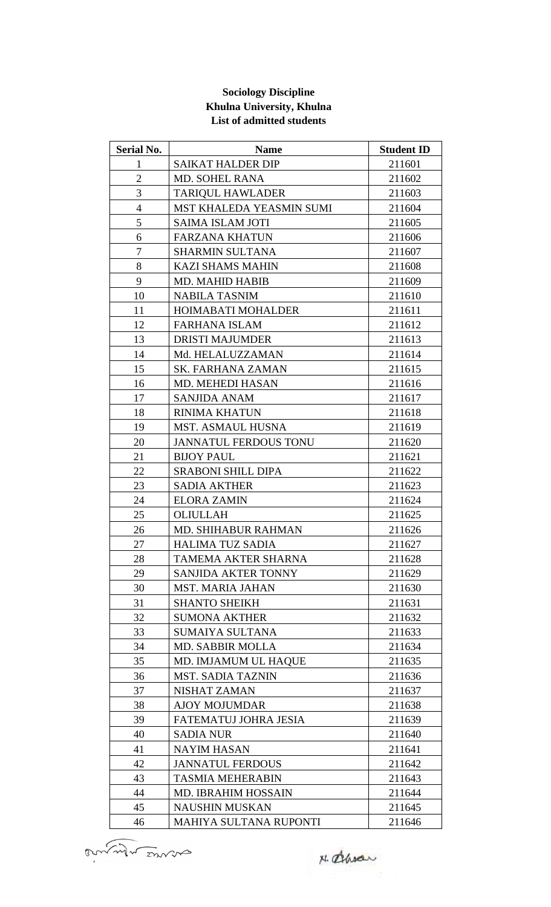**Sociology Discipline**
**Khulna University, Khulna**
**List of admitted students**

| Serial No. | Name | Student ID |
|---|---|---|
| 1 | SAIKAT HALDER DIP | 211601 |
| 2 | MD. SOHEL RANA | 211602 |
| 3 | TARIQUL HAWLADER | 211603 |
| 4 | MST KHALEDA YEASMIN SUMI | 211604 |
| 5 | SAIMA ISLAM JOTI | 211605 |
| 6 | FARZANA KHATUN | 211606 |
| 7 | SHARMIN SULTANA | 211607 |
| 8 | KAZI SHAMS MAHIN | 211608 |
| 9 | MD. MAHID HABIB | 211609 |
| 10 | NABILA TASNIM | 211610 |
| 11 | HOIMABATI MOHALDER | 211611 |
| 12 | FARHANA ISLAM | 211612 |
| 13 | DRISTI MAJUMDER | 211613 |
| 14 | Md. HELALUZZAMAN | 211614 |
| 15 | SK. FARHANA ZAMAN | 211615 |
| 16 | MD. MEHEDI HASAN | 211616 |
| 17 | SANJIDA ANAM | 211617 |
| 18 | RINIMA KHATUN | 211618 |
| 19 | MST. ASMAUL HUSNA | 211619 |
| 20 | JANNATUL FERDOUS TONU | 211620 |
| 21 | BIJOY PAUL | 211621 |
| 22 | SRABONI SHILL DIPA | 211622 |
| 23 | SADIA AKTHER | 211623 |
| 24 | ELORA ZAMIN | 211624 |
| 25 | OLIULLAH | 211625 |
| 26 | MD. SHIHABUR RAHMAN | 211626 |
| 27 | HALIMA TUZ SADIA | 211627 |
| 28 | TAMEMA AKTER SHARNA | 211628 |
| 29 | SANJIDA AKTER TONNY | 211629 |
| 30 | MST. MARIA JAHAN | 211630 |
| 31 | SHANTO SHEIKH | 211631 |
| 32 | SUMONA AKTHER | 211632 |
| 33 | SUMAIYA SULTANA | 211633 |
| 34 | MD. SABBIR MOLLA | 211634 |
| 35 | MD. IMJAMUM UL HAQUE | 211635 |
| 36 | MST. SADIA TAZNIN | 211636 |
| 37 | NISHAT ZAMAN | 211637 |
| 38 | AJOY MOJUMDAR | 211638 |
| 39 | FATEMATUJ JOHRA JESIA | 211639 |
| 40 | SADIA NUR | 211640 |
| 41 | NAYIM HASAN | 211641 |
| 42 | JANNATUL FERDOUS | 211642 |
| 43 | TASMIA MEHERABIN | 211643 |
| 44 | MD. IBRAHIM HOSSAIN | 211644 |
| 45 | NAUSHIN MUSKAN | 211645 |
| 46 | MAHIYA SULTANA RUPONTI | 211646 |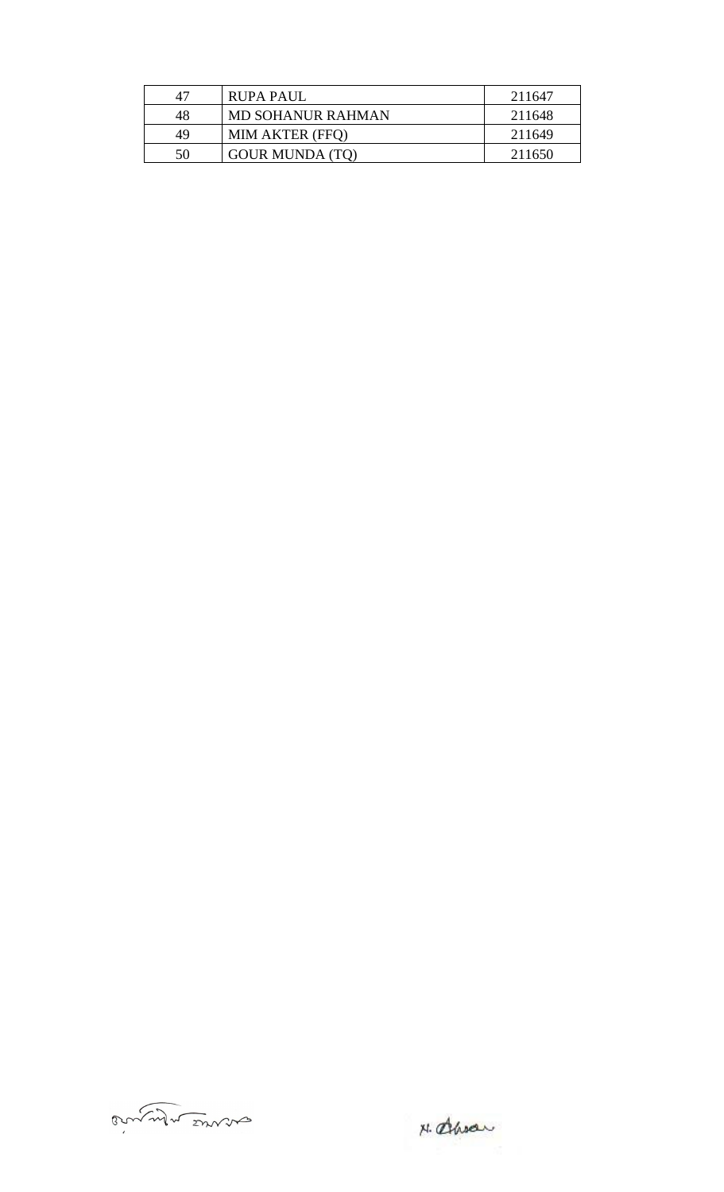| 47 | RUPA PAUL | 211647 |
|---|---|---|
| 48 | MD SOHANUR RAHMAN | 211648 |
| 49 | MIM AKTER (FFQ) | 211649 |
| 50 | GOUR MUNDA (TQ) | 211650 |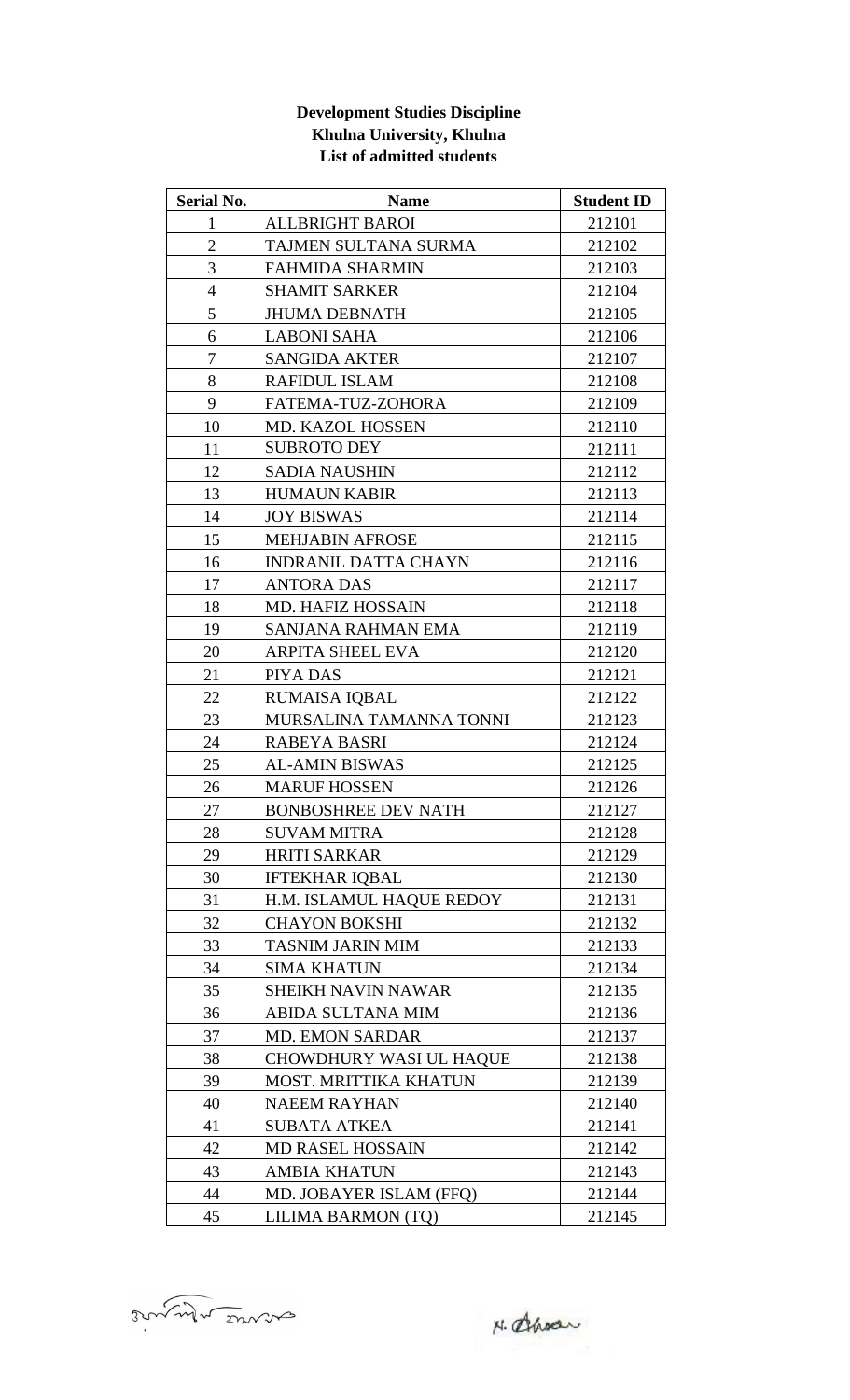**Development Studies Discipline**
**Khulna University, Khulna**
**List of admitted students**

| Serial No. | Name | Student ID |
|---|---|---|
| 1 | ALLBRIGHT BAROI | 212101 |
| 2 | TAJMEN SULTANA SURMA | 212102 |
| 3 | FAHMIDA SHARMIN | 212103 |
| 4 | SHAMIT SARKER | 212104 |
| 5 | JHUMA DEBNATH | 212105 |
| 6 | LABONI SAHA | 212106 |
| 7 | SANGIDA AKTER | 212107 |
| 8 | RAFIDUL ISLAM | 212108 |
| 9 | FATEMA-TUZ-ZOHORA | 212109 |
| 10 | MD. KAZOL HOSSEN | 212110 |
| 11 | SUBROTO DEY | 212111 |
| 12 | SADIA NAUSHIN | 212112 |
| 13 | HUMAUN KABIR | 212113 |
| 14 | JOY BISWAS | 212114 |
| 15 | MEHJABIN AFROSE | 212115 |
| 16 | INDRANIL DATTA CHAYN | 212116 |
| 17 | ANTORA DAS | 212117 |
| 18 | MD. HAFIZ HOSSAIN | 212118 |
| 19 | SANJANA RAHMAN EMA | 212119 |
| 20 | ARPITA SHEEL EVA | 212120 |
| 21 | PIYA DAS | 212121 |
| 22 | RUMAISA IQBAL | 212122 |
| 23 | MURSALINA TAMANNA TONNI | 212123 |
| 24 | RABEYA BASRI | 212124 |
| 25 | AL-AMIN BISWAS | 212125 |
| 26 | MARUF HOSSEN | 212126 |
| 27 | BONBOSHREE DEV NATH | 212127 |
| 28 | SUVAM MITRA | 212128 |
| 29 | HRITI SARKAR | 212129 |
| 30 | IFTEKHAR IQBAL | 212130 |
| 31 | H.M. ISLAMUL HAQUE REDOY | 212131 |
| 32 | CHAYON BOKSHI | 212132 |
| 33 | TASNIM JARIN MIM | 212133 |
| 34 | SIMA KHATUN | 212134 |
| 35 | SHEIKH NAVIN NAWAR | 212135 |
| 36 | ABIDA SULTANA MIM | 212136 |
| 37 | MD. EMON SARDAR | 212137 |
| 38 | CHOWDHURY WASI UL HAQUE | 212138 |
| 39 | MOST. MRITTIKA KHATUN | 212139 |
| 40 | NAEEM RAYHAN | 212140 |
| 41 | SUBATA ATKEA | 212141 |
| 42 | MD RASEL HOSSAIN | 212142 |
| 43 | AMBIA KHATUN | 212143 |
| 44 | MD. JOBAYER ISLAM (FFQ) | 212144 |
| 45 | LILIMA BARMON (TQ) | 212145 |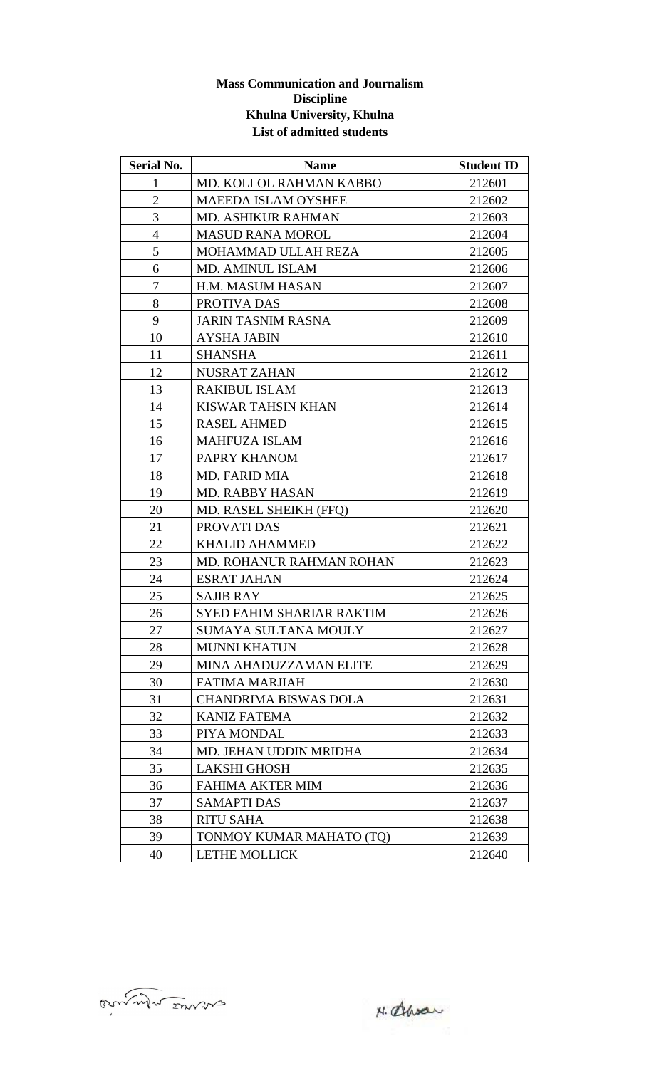**Mass Communication and Journalism Discipline**
**Khulna University, Khulna**
**List of admitted students**

| Serial No. | Name | Student ID |
|---|---|---|
| 1 | MD. KOLLOL RAHMAN KABBO | 212601 |
| 2 | MAEEDA ISLAM OYSHEE | 212602 |
| 3 | MD. ASHIKUR RAHMAN | 212603 |
| 4 | MASUD RANA MOROL | 212604 |
| 5 | MOHAMMAD ULLAH REZA | 212605 |
| 6 | MD. AMINUL ISLAM | 212606 |
| 7 | H.M. MASUM HASAN | 212607 |
| 8 | PROTIVA DAS | 212608 |
| 9 | JARIN TASNIM RASNA | 212609 |
| 10 | AYSHA JABIN | 212610 |
| 11 | SHANSHA | 212611 |
| 12 | NUSRAT ZAHAN | 212612 |
| 13 | RAKIBUL ISLAM | 212613 |
| 14 | KISWAR TAHSIN KHAN | 212614 |
| 15 | RASEL AHMED | 212615 |
| 16 | MAHFUZA ISLAM | 212616 |
| 17 | PAPRY KHANOM | 212617 |
| 18 | MD. FARID MIA | 212618 |
| 19 | MD. RABBY HASAN | 212619 |
| 20 | MD. RASEL SHEIKH (FFQ) | 212620 |
| 21 | PROVATI DAS | 212621 |
| 22 | KHALID AHAMMED | 212622 |
| 23 | MD. ROHANUR RAHMAN ROHAN | 212623 |
| 24 | ESRAT JAHAN | 212624 |
| 25 | SAJIB RAY | 212625 |
| 26 | SYED FAHIM SHARIAR RAKTIM | 212626 |
| 27 | SUMAYA SULTANA MOULY | 212627 |
| 28 | MUNNI KHATUN | 212628 |
| 29 | MINA AHADUZZAMAN ELITE | 212629 |
| 30 | FATIMA MARJIAH | 212630 |
| 31 | CHANDRIMA BISWAS DOLA | 212631 |
| 32 | KANIZ FATEMA | 212632 |
| 33 | PIYA MONDAL | 212633 |
| 34 | MD. JEHAN UDDIN MRIDHA | 212634 |
| 35 | LAKSHI GHOSH | 212635 |
| 36 | FAHIMA AKTER MIM | 212636 |
| 37 | SAMAPTI DAS | 212637 |
| 38 | RITU SAHA | 212638 |
| 39 | TONMOY KUMAR MAHATO (TQ) | 212639 |
| 40 | LETHE MOLLICK | 212640 |